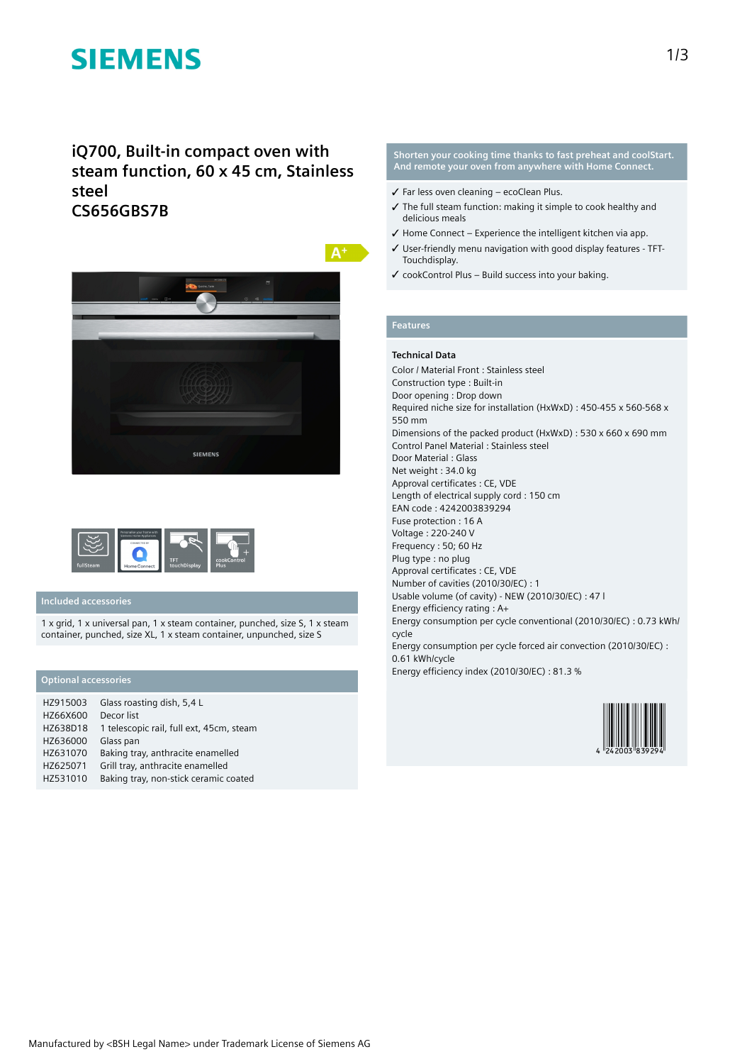# SIEMENS

## iQ700, Built-in compact oven with steam function, 60 x 45 cm, Stainless steel
## CS656GBS7B

A+

fullSteam | Home Connect | TFT touchDisplay | cookControl Plus

### Included accessories

1 x grid, 1 x universal pan, 1 x steam container, punched, size S, 1 x steam container, punched, size XL, 1 x steam container, unpunched, size S

### Optional accessories

| | |
|---|---|
| HZ915003 | Glass roasting dish, 5,4 L |
| HZ66X600 | Decor list |
| HZ638D18 | 1 telescopic rail, full ext, 45cm, steam |
| HZ636000 | Glass pan |
| HZ631070 | Baking tray, anthracite enamelled |
| HZ625071 | Grill tray, anthracite enamelled |
| HZ531010 | Baking tray, non-stick ceramic coated |

**Shorten your cooking time thanks to fast preheat and coolStart. And remote your oven from anywhere with Home Connect.**

- ✓ Far less oven cleaning – ecoClean Plus.
- ✓ The full steam function: making it simple to cook healthy and delicious meals
- ✓ Home Connect – Experience the intelligent kitchen via app.
- ✓ User-friendly menu navigation with good display features - TFT-Touchdisplay.
- ✓ cookControl Plus – Build success into your baking.

### Features

**Technical Data**

Color / Material Front : Stainless steel
Construction type : Built-in
Door opening : Drop down
Required niche size for installation (HxWxD) : 450-455 x 560-568 x 550 mm
Dimensions of the packed product (HxWxD) : 530 x 660 x 690 mm
Control Panel Material : Stainless steel
Door Material : Glass
Net weight : 34.0 kg
Approval certificates : CE, VDE
Length of electrical supply cord : 150 cm
EAN code : 4242003839294
Fuse protection : 16 A
Voltage : 220-240 V
Frequency : 50; 60 Hz
Plug type : no plug
Approval certificates : CE, VDE
Number of cavities (2010/30/EC) : 1
Usable volume (of cavity) - NEW (2010/30/EC) : 47 l
Energy efficiency rating : A+
Energy consumption per cycle conventional (2010/30/EC) : 0.73 kWh/cycle
Energy consumption per cycle forced air convection (2010/30/EC) : 0.61 kWh/cycle
Energy efficiency index (2010/30/EC) : 81.3 %

4 242003 839294

Manufactured by <BSH Legal Name> under Trademark License of Siemens AG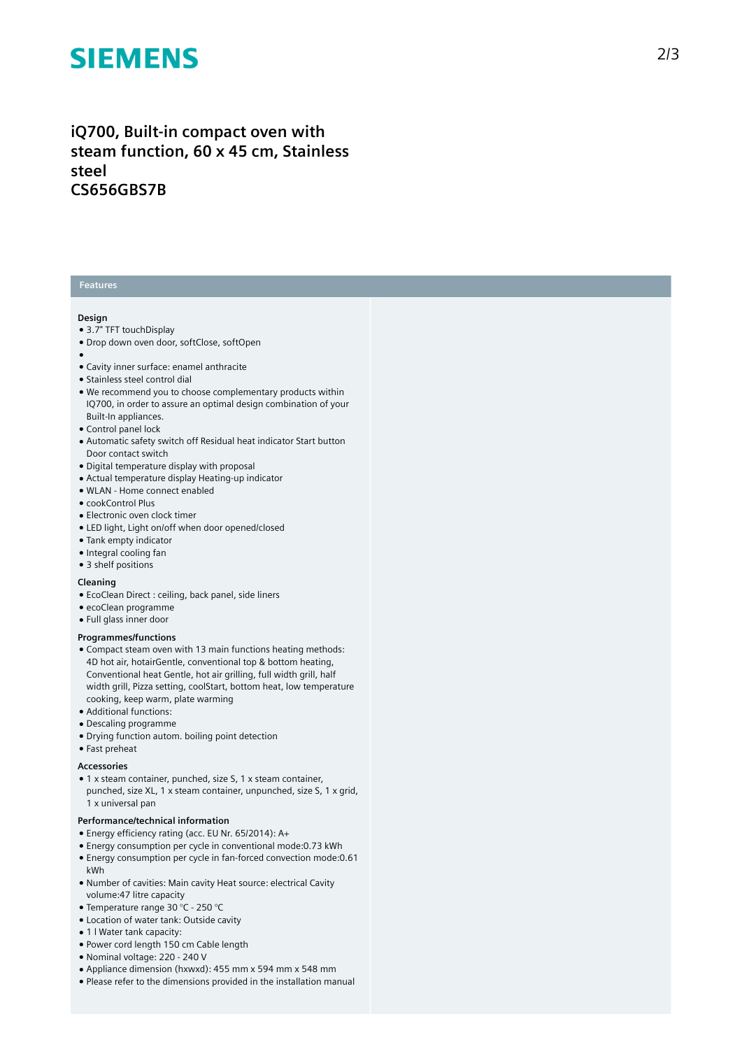# iQ700, Built-in compact oven with steam function, 60 x 45 cm, Stainless steel
# CS656GBS7B

## Features

### Design

- 3.7" TFT touchDisplay
- Drop down oven door, softClose, softOpen
- 
- Cavity inner surface: enamel anthracite
- Stainless steel control dial
- We recommend you to choose complementary products within IQ700, in order to assure an optimal design combination of your Built-In appliances.
- Control panel lock
- Automatic safety switch off Residual heat indicator Start button Door contact switch
- Digital temperature display with proposal
- Actual temperature display Heating-up indicator
- WLAN - Home connect enabled
- cookControl Plus
- Electronic oven clock timer
- LED light, Light on/off when door opened/closed
- Tank empty indicator
- Integral cooling fan
- 3 shelf positions

### Cleaning

- EcoClean Direct : ceiling, back panel, side liners
- ecoClean programme
- Full glass inner door

### Programmes/functions

- Compact steam oven with 13 main functions heating methods: 4D hot air, hotairGentle, conventional top & bottom heating, Conventional heat Gentle, hot air grilling, full width grill, half width grill, Pizza setting, coolStart, bottom heat, low temperature cooking, keep warm, plate warming
- Additional functions:
- Descaling programme
- Drying function autom. boiling point detection
- Fast preheat

### Accessories

- 1 x steam container, punched, size S, 1 x steam container, punched, size XL, 1 x steam container, unpunched, size S, 1 x grid, 1 x universal pan

### Performance/technical information

- Energy efficiency rating (acc. EU Nr. 65/2014): A+
- Energy consumption per cycle in conventional mode:0.73 kWh
- Energy consumption per cycle in fan-forced convection mode:0.61 kWh
- Number of cavities: Main cavity Heat source: electrical Cavity volume:47 litre capacity
- Temperature range 30 °C - 250 °C
- Location of water tank: Outside cavity
- 1 l Water tank capacity:
- Power cord length 150 cm Cable length
- Nominal voltage: 220 - 240 V
- Appliance dimension (hxwxd): 455 mm x 594 mm x 548 mm
- Please refer to the dimensions provided in the installation manual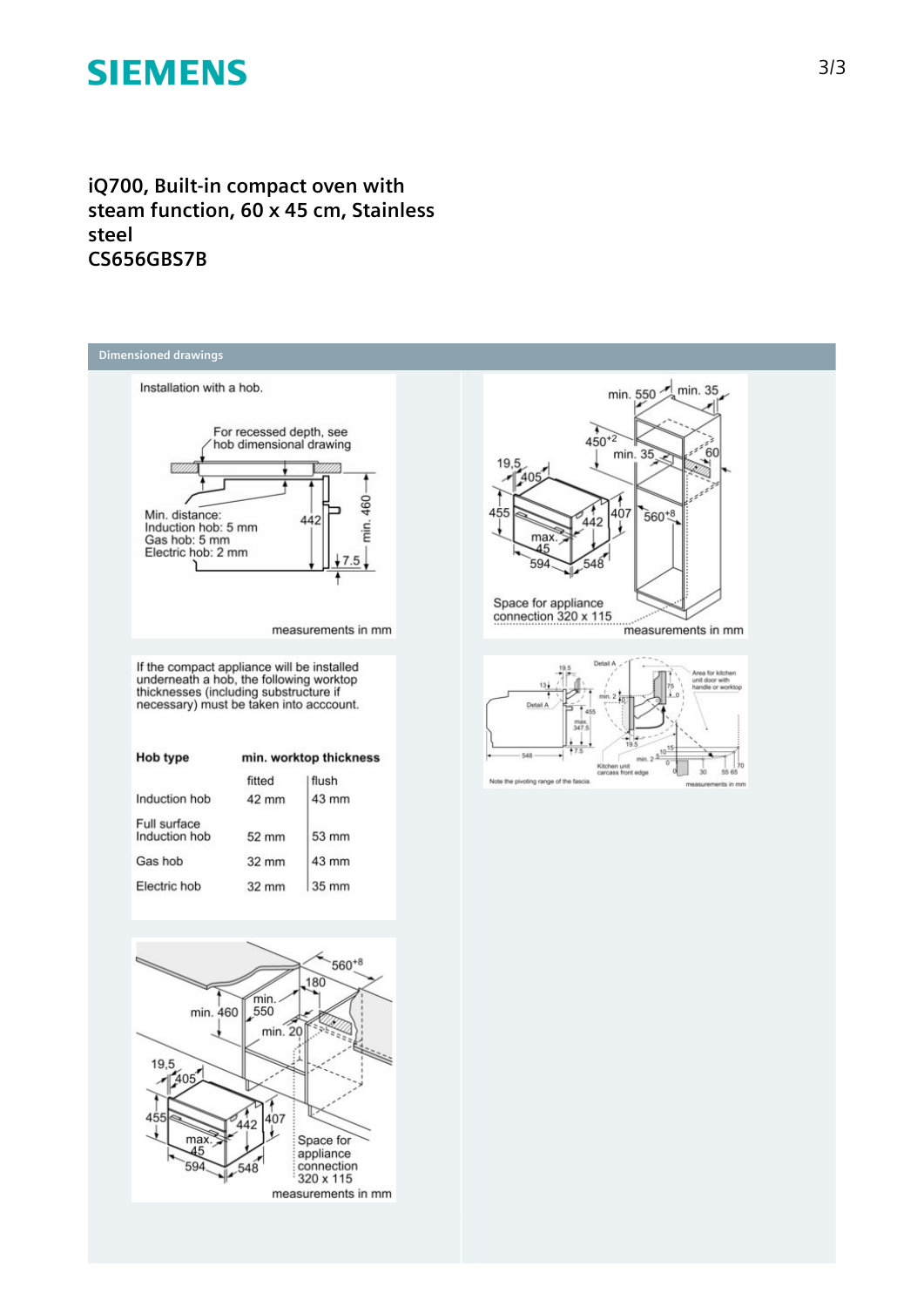# iQ700, Built-in compact oven with steam function, 60 x 45 cm, Stainless steel CS656GBS7B

## Dimensioned drawings

Installation with a hob.

For recessed depth, see hob dimensional drawing

Min. distance:
Induction hob: 5 mm
Gas hob: 5 mm
Electric hob: 2 mm

442
min. 460
7.5

measurements in mm

min. 550
min. 35
450+2
min. 35
60
19,5
405
455
407
442
560+8
max. 45
594
548

Space for appliance connection 320 x 115

measurements in mm

If the compact appliance will be installed underneath a hob, the following worktop thicknesses (including substructure if necessary) must be taken into acccount.

| Hob type | min. worktop thickness | |
|---|---|---|
| | fitted | flush |
| Induction hob | 42 mm | 43 mm |
| Full surface Induction hob | 52 mm | 53 mm |
| Gas hob | 32 mm | 43 mm |
| Electric hob | 32 mm | 35 mm |

Detail A

Area for kitchen unit door with handle or worktop

Kitchen unit carcass front edge

Note the pivoting range of the fascia.

measurements in mm

560+8
180
min. 460
min. 550
min. 20
19,5
405
455
407
442
max. 45
594
548

Space for appliance connection 320 x 115

measurements in mm